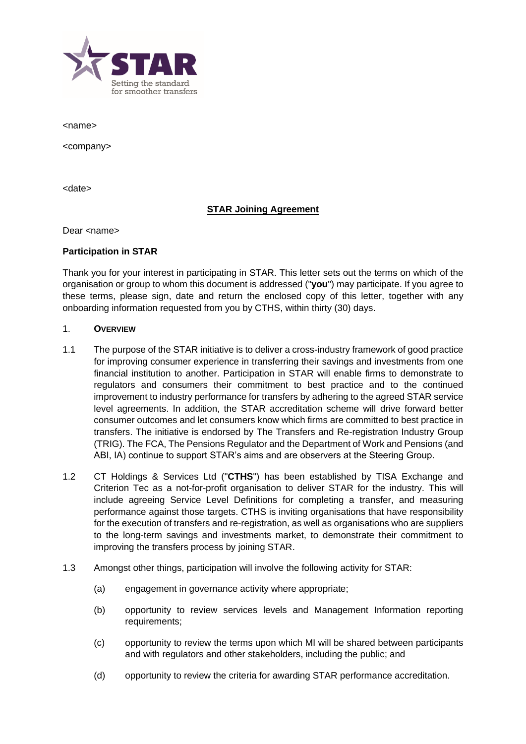<name>

<company>

<date>

**STAR Joining Agreement**

Dear <name>

**Participation in STAR**

Thank you for your interest in participating in STAR. This letter sets out the terms on which of the organisation or group to whom this document is addressed ("**you**") may participate. If you agree to these terms, please sign, date and return the enclosed copy of this letter, together with any onboarding information requested from you by CTHS, within thirty (30) days.

1. **OVERVIEW**

1.1 The purpose of the STAR initiative is to deliver a cross-industry framework of good practice for improving consumer experience in transferring their savings and investments from one financial institution to another. Participation in STAR will enable firms to demonstrate to regulators and consumers their commitment to best practice and to the continued improvement to industry performance for transfers by adhering to the agreed STAR service level agreements. In addition, the STAR accreditation scheme will drive forward better consumer outcomes and let consumers know which firms are committed to best practice in transfers. The initiative is endorsed by The Transfers and Re-registration Industry Group (TRIG). The FCA, The Pensions Regulator and the Department of Work and Pensions (and ABI, IA) continue to support STAR's aims and are observers at the Steering Group.

1.2 CT Holdings & Services Ltd ("**CTHS**") has been established by TISA Exchange and Criterion Tec as a not-for-profit organisation to deliver STAR for the industry. This will include agreeing Service Level Definitions for completing a transfer, and measuring performance against those targets. CTHS is inviting organisations that have responsibility for the execution of transfers and re-registration, as well as organisations who are suppliers to the long-term savings and investments market, to demonstrate their commitment to improving the transfers process by joining STAR.

1.3 Amongst other things, participation will involve the following activity for STAR:

(a) engagement in governance activity where appropriate;

(b) opportunity to review services levels and Management Information reporting requirements;

(c) opportunity to review the terms upon which MI will be shared between participants and with regulators and other stakeholders, including the public; and

(d) opportunity to review the criteria for awarding STAR performance accreditation.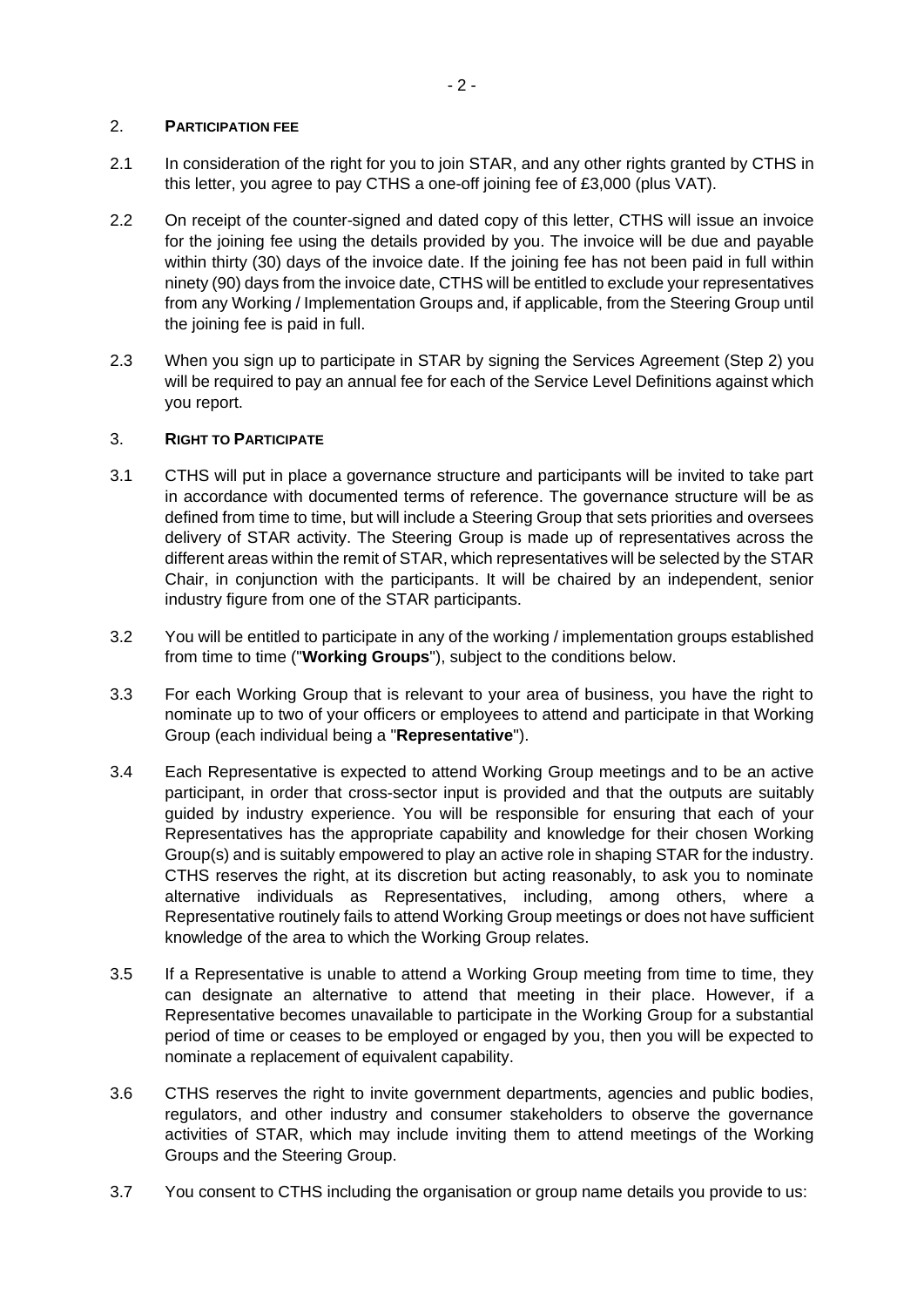## 2. **PARTICIPATION FEE**

2.1 In consideration of the right for you to join STAR, and any other rights granted by CTHS in this letter, you agree to pay CTHS a one-off joining fee of £3,000 (plus VAT).

2.2 On receipt of the counter-signed and dated copy of this letter, CTHS will issue an invoice for the joining fee using the details provided by you. The invoice will be due and payable within thirty (30) days of the invoice date. If the joining fee has not been paid in full within ninety (90) days from the invoice date, CTHS will be entitled to exclude your representatives from any Working / Implementation Groups and, if applicable, from the Steering Group until the joining fee is paid in full.

2.3 When you sign up to participate in STAR by signing the Services Agreement (Step 2) you will be required to pay an annual fee for each of the Service Level Definitions against which you report.

## 3. **RIGHT TO PARTICIPATE**

3.1 CTHS will put in place a governance structure and participants will be invited to take part in accordance with documented terms of reference. The governance structure will be as defined from time to time, but will include a Steering Group that sets priorities and oversees delivery of STAR activity. The Steering Group is made up of representatives across the different areas within the remit of STAR, which representatives will be selected by the STAR Chair, in conjunction with the participants. It will be chaired by an independent, senior industry figure from one of the STAR participants.

3.2 You will be entitled to participate in any of the working / implementation groups established from time to time ("**Working Groups**"), subject to the conditions below.

3.3 For each Working Group that is relevant to your area of business, you have the right to nominate up to two of your officers or employees to attend and participate in that Working Group (each individual being a "**Representative**").

3.4 Each Representative is expected to attend Working Group meetings and to be an active participant, in order that cross-sector input is provided and that the outputs are suitably guided by industry experience. You will be responsible for ensuring that each of your Representatives has the appropriate capability and knowledge for their chosen Working Group(s) and is suitably empowered to play an active role in shaping STAR for the industry. CTHS reserves the right, at its discretion but acting reasonably, to ask you to nominate alternative individuals as Representatives, including, among others, where a Representative routinely fails to attend Working Group meetings or does not have sufficient knowledge of the area to which the Working Group relates.

3.5 If a Representative is unable to attend a Working Group meeting from time to time, they can designate an alternative to attend that meeting in their place. However, if a Representative becomes unavailable to participate in the Working Group for a substantial period of time or ceases to be employed or engaged by you, then you will be expected to nominate a replacement of equivalent capability.

3.6 CTHS reserves the right to invite government departments, agencies and public bodies, regulators, and other industry and consumer stakeholders to observe the governance activities of STAR, which may include inviting them to attend meetings of the Working Groups and the Steering Group.

3.7 You consent to CTHS including the organisation or group name details you provide to us: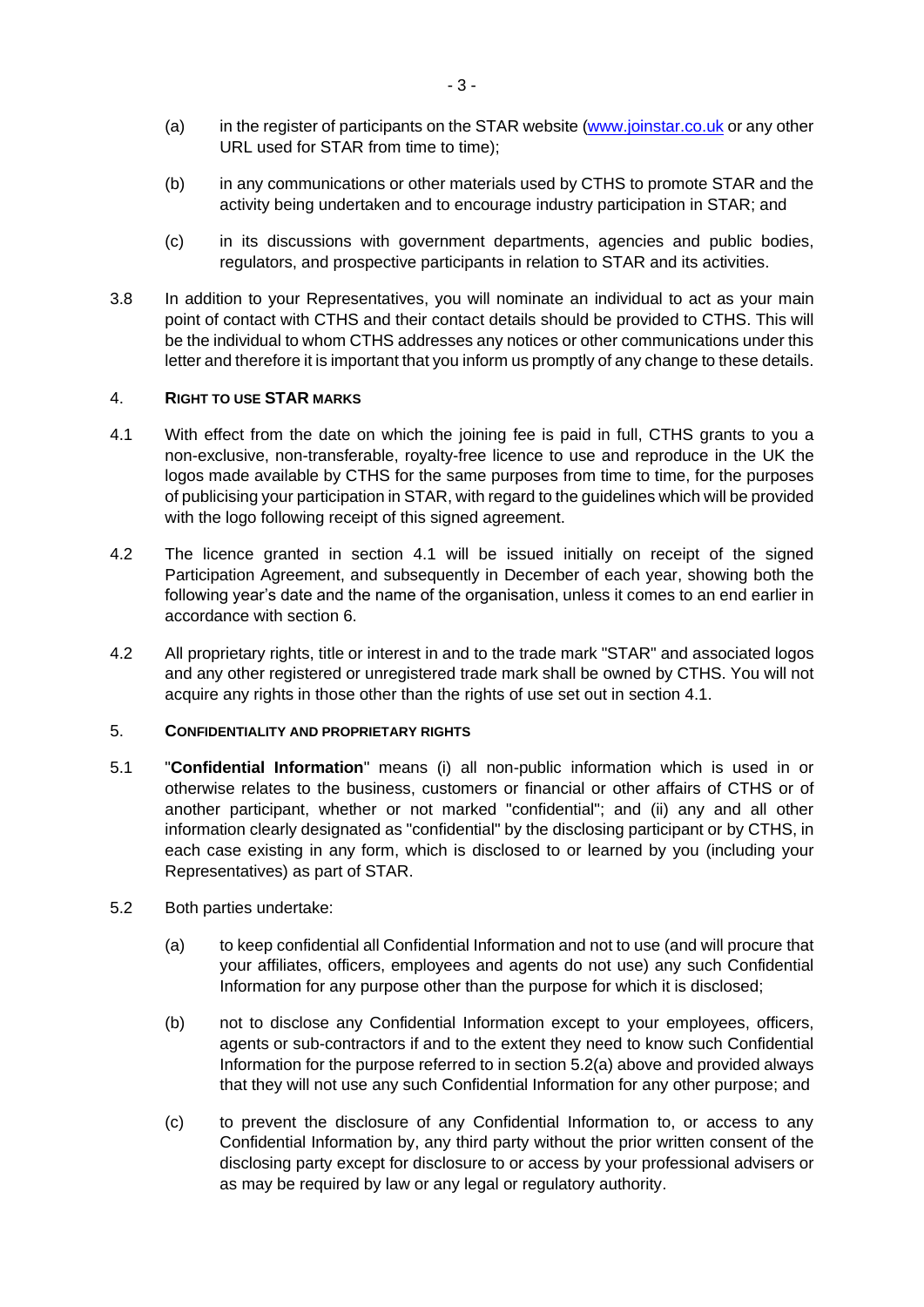(a) in the register of participants on the STAR website (www.joinstar.co.uk or any other URL used for STAR from time to time);

(b) in any communications or other materials used by CTHS to promote STAR and the activity being undertaken and to encourage industry participation in STAR; and

(c) in its discussions with government departments, agencies and public bodies, regulators, and prospective participants in relation to STAR and its activities.

3.8 In addition to your Representatives, you will nominate an individual to act as your main point of contact with CTHS and their contact details should be provided to CTHS. This will be the individual to whom CTHS addresses any notices or other communications under this letter and therefore it is important that you inform us promptly of any change to these details.

## 4. RIGHT TO USE STAR MARKS

4.1 With effect from the date on which the joining fee is paid in full, CTHS grants to you a non-exclusive, non-transferable, royalty-free licence to use and reproduce in the UK the logos made available by CTHS for the same purposes from time to time, for the purposes of publicising your participation in STAR, with regard to the guidelines which will be provided with the logo following receipt of this signed agreement.

4.2 The licence granted in section 4.1 will be issued initially on receipt of the signed Participation Agreement, and subsequently in December of each year, showing both the following year's date and the name of the organisation, unless it comes to an end earlier in accordance with section 6.

4.2 All proprietary rights, title or interest in and to the trade mark "STAR" and associated logos and any other registered or unregistered trade mark shall be owned by CTHS. You will not acquire any rights in those other than the rights of use set out in section 4.1.

## 5. CONFIDENTIALITY AND PROPRIETARY RIGHTS

5.1 "**Confidential Information**" means (i) all non-public information which is used in or otherwise relates to the business, customers or financial or other affairs of CTHS or of another participant, whether or not marked "confidential"; and (ii) any and all other information clearly designated as "confidential" by the disclosing participant or by CTHS, in each case existing in any form, which is disclosed to or learned by you (including your Representatives) as part of STAR.

5.2 Both parties undertake:

(a) to keep confidential all Confidential Information and not to use (and will procure that your affiliates, officers, employees and agents do not use) any such Confidential Information for any purpose other than the purpose for which it is disclosed;

(b) not to disclose any Confidential Information except to your employees, officers, agents or sub-contractors if and to the extent they need to know such Confidential Information for the purpose referred to in section 5.2(a) above and provided always that they will not use any such Confidential Information for any other purpose; and

(c) to prevent the disclosure of any Confidential Information to, or access to any Confidential Information by, any third party without the prior written consent of the disclosing party except for disclosure to or access by your professional advisers or as may be required by law or any legal or regulatory authority.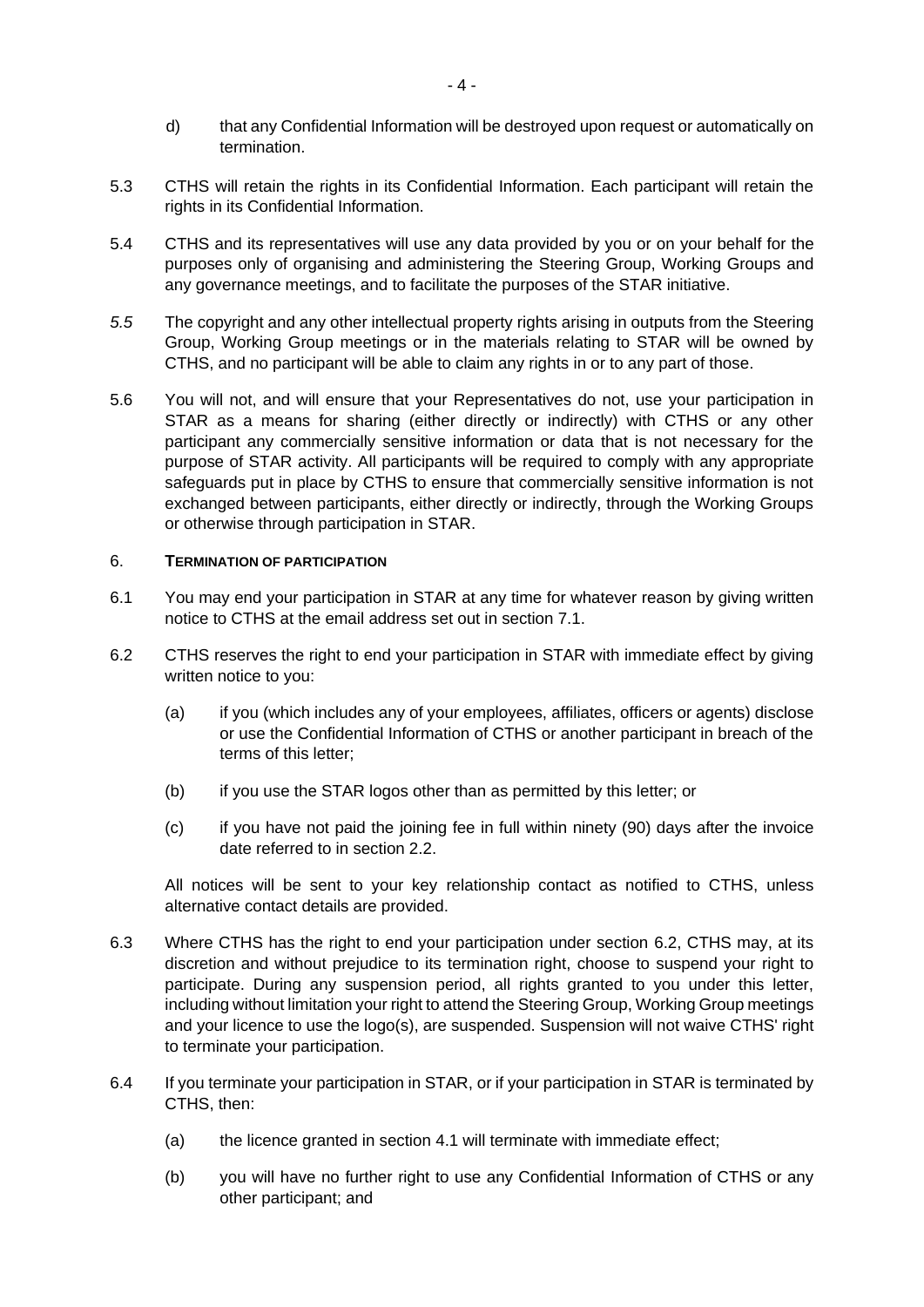d) that any Confidential Information will be destroyed upon request or automatically on termination.

5.3 CTHS will retain the rights in its Confidential Information. Each participant will retain the rights in its Confidential Information.

5.4 CTHS and its representatives will use any data provided by you or on your behalf for the purposes only of organising and administering the Steering Group, Working Groups and any governance meetings, and to facilitate the purposes of the STAR initiative.

*5.5* The copyright and any other intellectual property rights arising in outputs from the Steering Group, Working Group meetings or in the materials relating to STAR will be owned by CTHS, and no participant will be able to claim any rights in or to any part of those.

5.6 You will not, and will ensure that your Representatives do not, use your participation in STAR as a means for sharing (either directly or indirectly) with CTHS or any other participant any commercially sensitive information or data that is not necessary for the purpose of STAR activity. All participants will be required to comply with any appropriate safeguards put in place by CTHS to ensure that commercially sensitive information is not exchanged between participants, either directly or indirectly, through the Working Groups or otherwise through participation in STAR.

## 6. TERMINATION OF PARTICIPATION

6.1 You may end your participation in STAR at any time for whatever reason by giving written notice to CTHS at the email address set out in section 7.1.

6.2 CTHS reserves the right to end your participation in STAR with immediate effect by giving written notice to you:

(a) if you (which includes any of your employees, affiliates, officers or agents) disclose or use the Confidential Information of CTHS or another participant in breach of the terms of this letter;

(b) if you use the STAR logos other than as permitted by this letter; or

(c) if you have not paid the joining fee in full within ninety (90) days after the invoice date referred to in section 2.2.

All notices will be sent to your key relationship contact as notified to CTHS, unless alternative contact details are provided.

6.3 Where CTHS has the right to end your participation under section 6.2, CTHS may, at its discretion and without prejudice to its termination right, choose to suspend your right to participate. During any suspension period, all rights granted to you under this letter, including without limitation your right to attend the Steering Group, Working Group meetings and your licence to use the logo(s), are suspended. Suspension will not waive CTHS' right to terminate your participation.

6.4 If you terminate your participation in STAR, or if your participation in STAR is terminated by CTHS, then:

(a) the licence granted in section 4.1 will terminate with immediate effect;

(b) you will have no further right to use any Confidential Information of CTHS or any other participant; and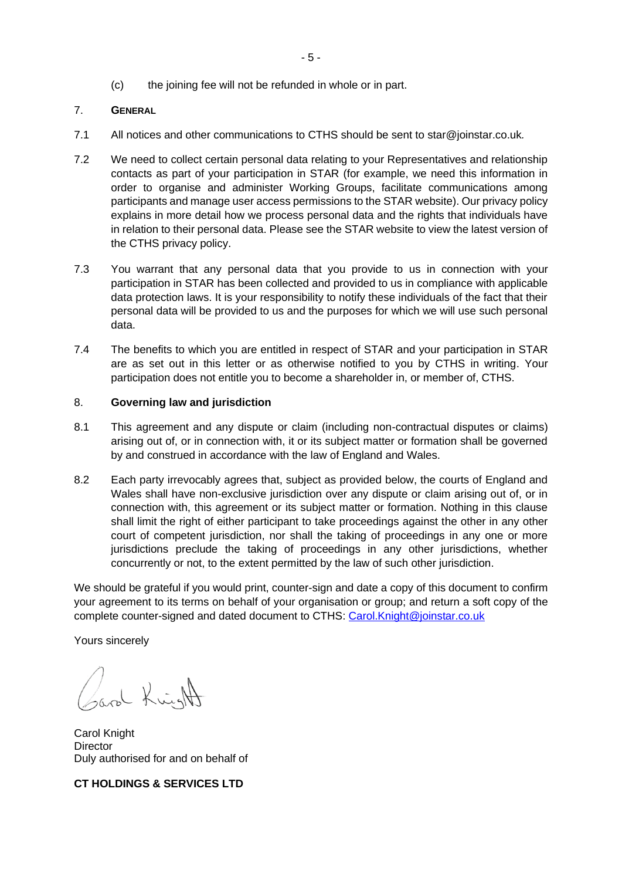(c) the joining fee will not be refunded in whole or in part.

## 7. GENERAL

7.1 All notices and other communications to CTHS should be sent to star@joinstar.co.uk.

7.2 We need to collect certain personal data relating to your Representatives and relationship contacts as part of your participation in STAR (for example, we need this information in order to organise and administer Working Groups, facilitate communications among participants and manage user access permissions to the STAR website). Our privacy policy explains in more detail how we process personal data and the rights that individuals have in relation to their personal data. Please see the STAR website to view the latest version of the CTHS privacy policy.

7.3 You warrant that any personal data that you provide to us in connection with your participation in STAR has been collected and provided to us in compliance with applicable data protection laws. It is your responsibility to notify these individuals of the fact that their personal data will be provided to us and the purposes for which we will use such personal data.

7.4 The benefits to which you are entitled in respect of STAR and your participation in STAR are as set out in this letter or as otherwise notified to you by CTHS in writing. Your participation does not entitle you to become a shareholder in, or member of, CTHS.

## 8. Governing law and jurisdiction

8.1 This agreement and any dispute or claim (including non-contractual disputes or claims) arising out of, or in connection with, it or its subject matter or formation shall be governed by and construed in accordance with the law of England and Wales.

8.2 Each party irrevocably agrees that, subject as provided below, the courts of England and Wales shall have non-exclusive jurisdiction over any dispute or claim arising out of, or in connection with, this agreement or its subject matter or formation. Nothing in this clause shall limit the right of either participant to take proceedings against the other in any other court of competent jurisdiction, nor shall the taking of proceedings in any one or more jurisdictions preclude the taking of proceedings in any other jurisdictions, whether concurrently or not, to the extent permitted by the law of such other jurisdiction.

We should be grateful if you would print, counter-sign and date a copy of this document to confirm your agreement to its terms on behalf of your organisation or group; and return a soft copy of the complete counter-signed and dated document to CTHS: Carol.Knight@joinstar.co.uk

Yours sincerely

Carol Knight

Carol Knight
Director
Duly authorised for and on behalf of

**CT HOLDINGS & SERVICES LTD**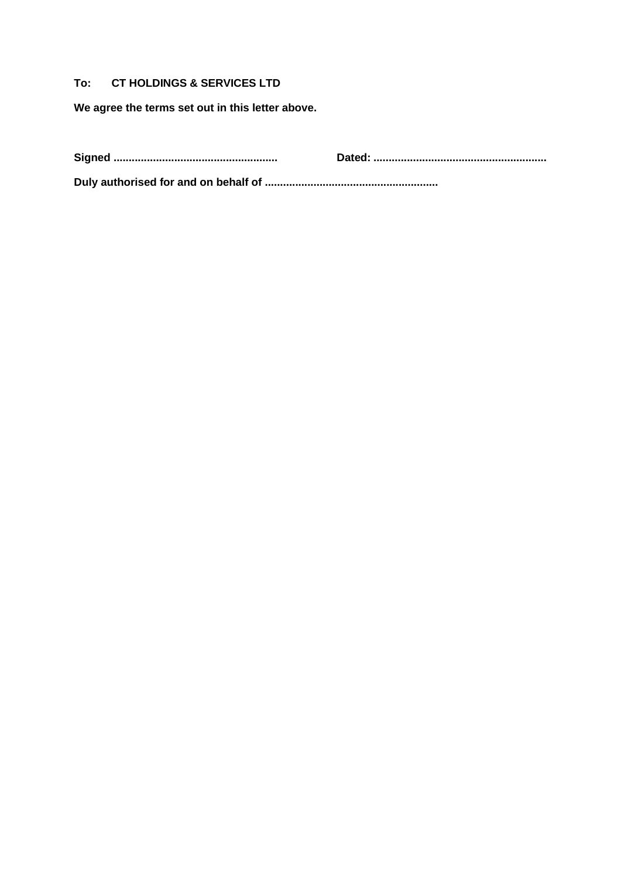**To: CT HOLDINGS & SERVICES LTD**

**We agree the terms set out in this letter above.**

**Signed ......................................................** **Dated: .........................................................**

**Duly authorised for and on behalf of .........................................................**